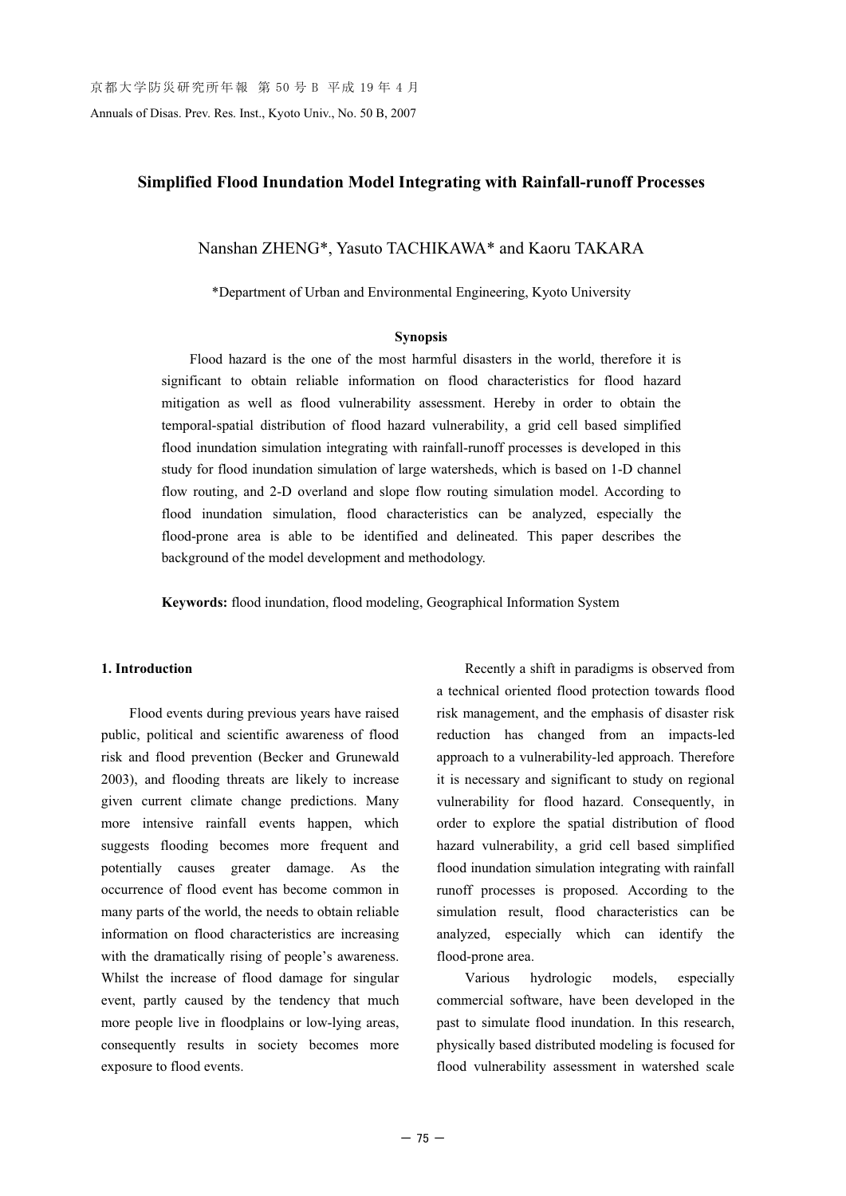# Simplified Flood Inundation Model Integrating with Rainfall-runoff Processes

Nanshan ZHENG*, Yasuto TACHIKAWA* and Kaoru TAKARA

*Department of Urban and Environmental Engineering, Kyoto University

### Synopsis

Flood hazard is the one of the most harmful disasters in the world, therefore it is significant to obtain reliable information on flood characteristics for flood hazard mitigation as well as flood vulnerability assessment. Hereby in order to obtain the temporal-spatial distribution of flood hazard vulnerability, a grid cell based simplified flood inundation simulation integrating with rainfall-runoff processes is developed in this study for flood inundation simulation of large watersheds, which is based on 1-D channel flow routing, and 2-D overland and slope flow routing simulation model. According to flood inundation simulation, flood characteristics can be analyzed, especially the flood-prone area is able to be identified and delineated. This paper describes the background of the model development and methodology.

**Keywords:** flood inundation, flood modeling, Geographical Information System

## 1. Introduction

Flood events during previous years have raised public, political and scientific awareness of flood risk and flood prevention (Becker and Grunewald 2003), and flooding threats are likely to increase given current climate change predictions. Many more intensive rainfall events happen, which suggests flooding becomes more frequent and potentially causes greater damage. As the occurrence of flood event has become common in many parts of the world, the needs to obtain reliable information on flood characteristics are increasing with the dramatically rising of people's awareness. Whilst the increase of flood damage for singular event, partly caused by the tendency that much more people live in floodplains or low-lying areas, consequently results in society becomes more exposure to flood events.

Recently a shift in paradigms is observed from a technical oriented flood protection towards flood risk management, and the emphasis of disaster risk reduction has changed from an impacts-led approach to a vulnerability-led approach. Therefore it is necessary and significant to study on regional vulnerability for flood hazard. Consequently, in order to explore the spatial distribution of flood hazard vulnerability, a grid cell based simplified flood inundation simulation integrating with rainfall runoff processes is proposed. According to the simulation result, flood characteristics can be analyzed, especially which can identify the flood-prone area.

Various hydrologic models, especially commercial software, have been developed in the past to simulate flood inundation. In this research, physically based distributed modeling is focused for flood vulnerability assessment in watershed scale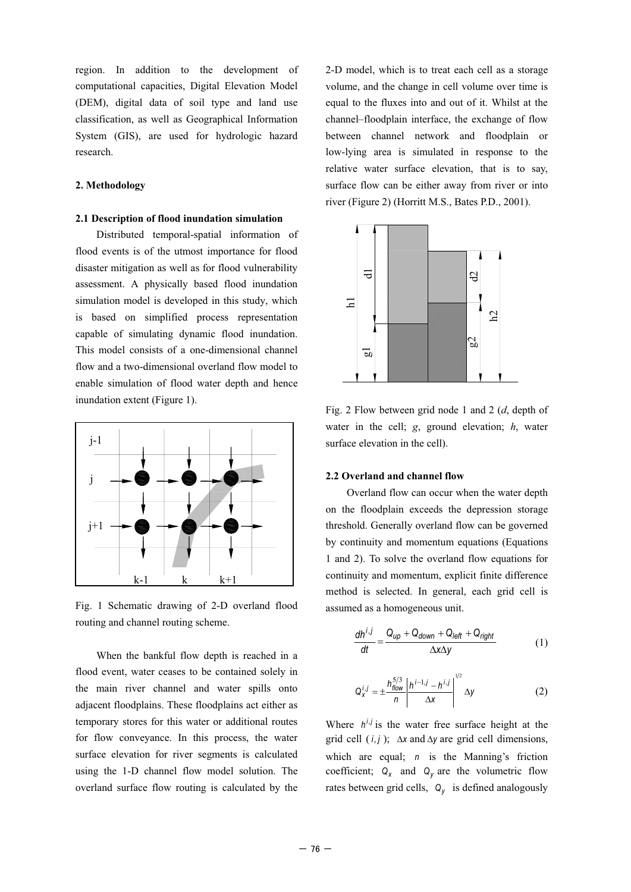region. In addition to the development of computational capacities, Digital Elevation Model (DEM), digital data of soil type and land use classification, as well as Geographical Information System (GIS), are used for hydrologic hazard research.

## 2. Methodology

### 2.1 Description of flood inundation simulation

Distributed temporal-spatial information of flood events is of the utmost importance for flood disaster mitigation as well as for flood vulnerability assessment. A physically based flood inundation simulation model is developed in this study, which is based on simplified process representation capable of simulating dynamic flood inundation. This model consists of a one-dimensional channel flow and a two-dimensional overland flow model to enable simulation of flood water depth and hence inundation extent (Figure 1).

Fig. 1 Schematic drawing of 2-D overland flood routing and channel routing scheme.

When the bankful flow depth is reached in a flood event, water ceases to be contained solely in the main river channel and water spills onto adjacent floodplains. These floodplains act either as temporary stores for this water or additional routes for flow conveyance. In this process, the water surface elevation for river segments is calculated using the 1-D channel flow model solution. The overland surface flow routing is calculated by the 2-D model, which is to treat each cell as a storage volume, and the change in cell volume over time is equal to the fluxes into and out of it. Whilst at the channel–floodplain interface, the exchange of flow between channel network and floodplain or low-lying area is simulated in response to the relative water surface elevation, that is to say, surface flow can be either away from river or into river (Figure 2) (Horritt M.S., Bates P.D., 2001).

Fig. 2 Flow between grid node 1 and 2 (*d*, depth of water in the cell; *g*, ground elevation; *h*, water surface elevation in the cell).

### 2.2 Overland and channel flow

Overland flow can occur when the water depth on the floodplain exceeds the depression storage threshold. Generally overland flow can be governed by continuity and momentum equations (Equations 1 and 2). To solve the overland flow equations for continuity and momentum, explicit finite difference method is selected. In general, each grid cell is assumed as a homogeneous unit.

$$\frac{dh^{i,j}}{dt} = \frac{Q_{up} + Q_{down} + Q_{left} + Q_{right}}{\Delta x \Delta y} \tag{1}$$

$$Q_x^{i,j} = \pm \frac{h_{flow}^{5/3}}{n} \left| \frac{h^{i-1,j} - h^{i,j}}{\Delta x} \right|^{1/2} \Delta y \tag{2}$$

Where $h^{i,j}$ is the water free surface height at the grid cell $(i,j)$; $\Delta x$ and $\Delta y$ are grid cell dimensions, which are equal; $n$ is the Manning's friction coefficient; $Q_x$ and $Q_y$ are the volumetric flow rates between grid cells, $Q_y$ is defined analogously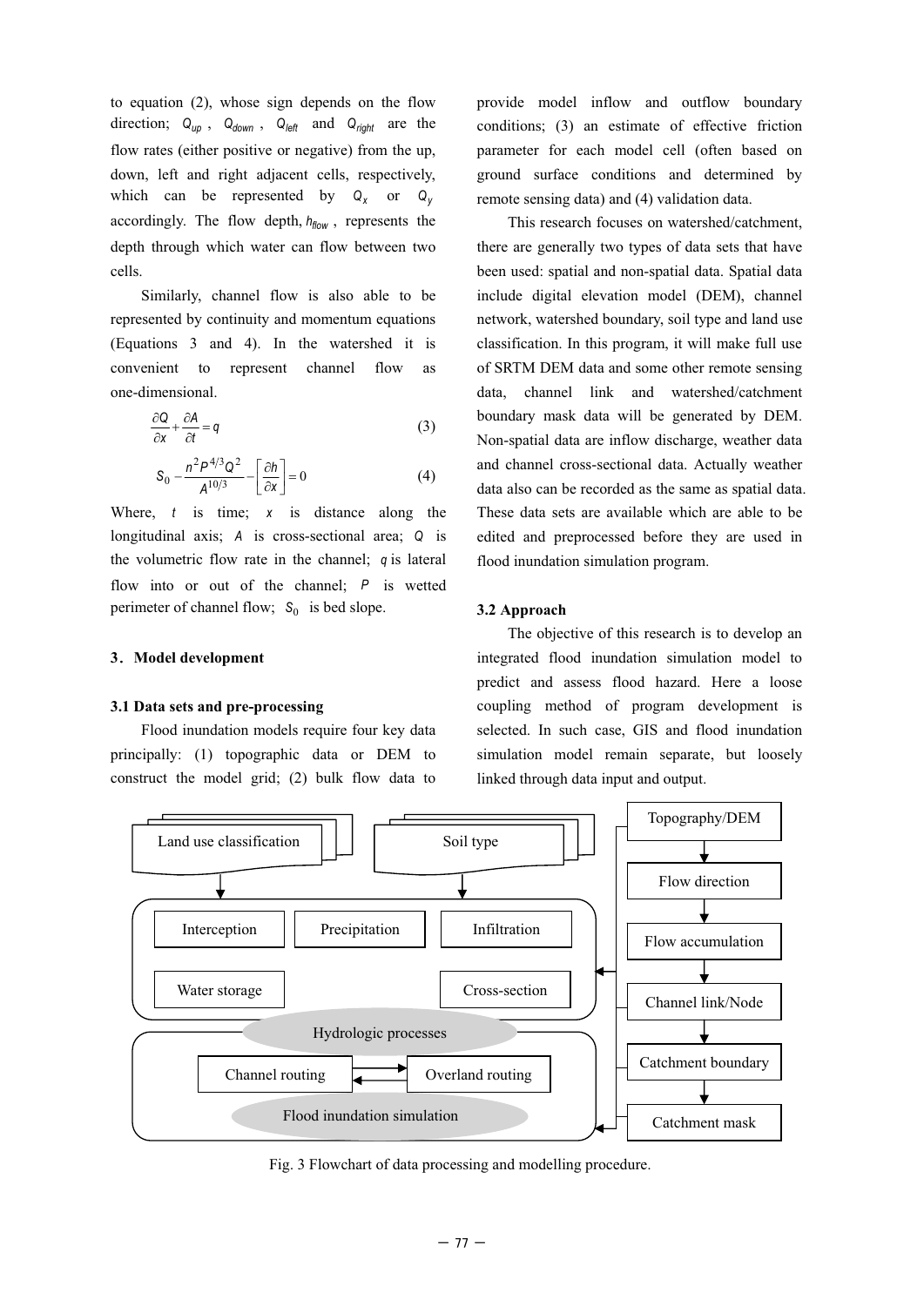to equation (2), whose sign depends on the flow direction; $Q_{up}$ , $Q_{down}$ , $Q_{left}$ and $Q_{right}$ are the flow rates (either positive or negative) from the up, down, left and right adjacent cells, respectively, which can be represented by $Q_x$ or $Q_y$ accordingly. The flow depth, $h_{flow}$ , represents the depth through which water can flow between two cells.

Similarly, channel flow is also able to be represented by continuity and momentum equations (Equations 3 and 4). In the watershed it is convenient to represent channel flow as one-dimensional.

$$\frac{\partial Q}{\partial x}+\frac{\partial A}{\partial t}=q \tag{3}$$

$$S_0-\frac{n^2P^{4/3}Q^2}{A^{10/3}}-\left[\frac{\partial h}{\partial x}\right]=0 \tag{4}$$

Where, $t$ is time; $x$ is distance along the longitudinal axis; $A$ is cross-sectional area; $Q$ is the volumetric flow rate in the channel; $q$ is lateral flow into or out of the channel; $P$ is wetted perimeter of channel flow; $S_0$ is bed slope.

## 3. Model development

### 3.1 Data sets and pre-processing

Flood inundation models require four key data principally: (1) topographic data or DEM to construct the model grid; (2) bulk flow data to provide model inflow and outflow boundary conditions; (3) an estimate of effective friction parameter for each model cell (often based on ground surface conditions and determined by remote sensing data) and (4) validation data.

This research focuses on watershed/catchment, there are generally two types of data sets that have been used: spatial and non-spatial data. Spatial data include digital elevation model (DEM), channel network, watershed boundary, soil type and land use classification. In this program, it will make full use of SRTM DEM data and some other remote sensing data, channel link and watershed/catchment boundary mask data will be generated by DEM. Non-spatial data are inflow discharge, weather data and channel cross-sectional data. Actually weather data also can be recorded as the same as spatial data. These data sets are available which are able to be edited and preprocessed before they are used in flood inundation simulation program.

### 3.2 Approach

The objective of this research is to develop an integrated flood inundation simulation model to predict and assess flood hazard. Here a loose coupling method of program development is selected. In such case, GIS and flood inundation simulation model remain separate, but loosely linked through data input and output.

Fig. 3 Flowchart of data processing and modelling procedure.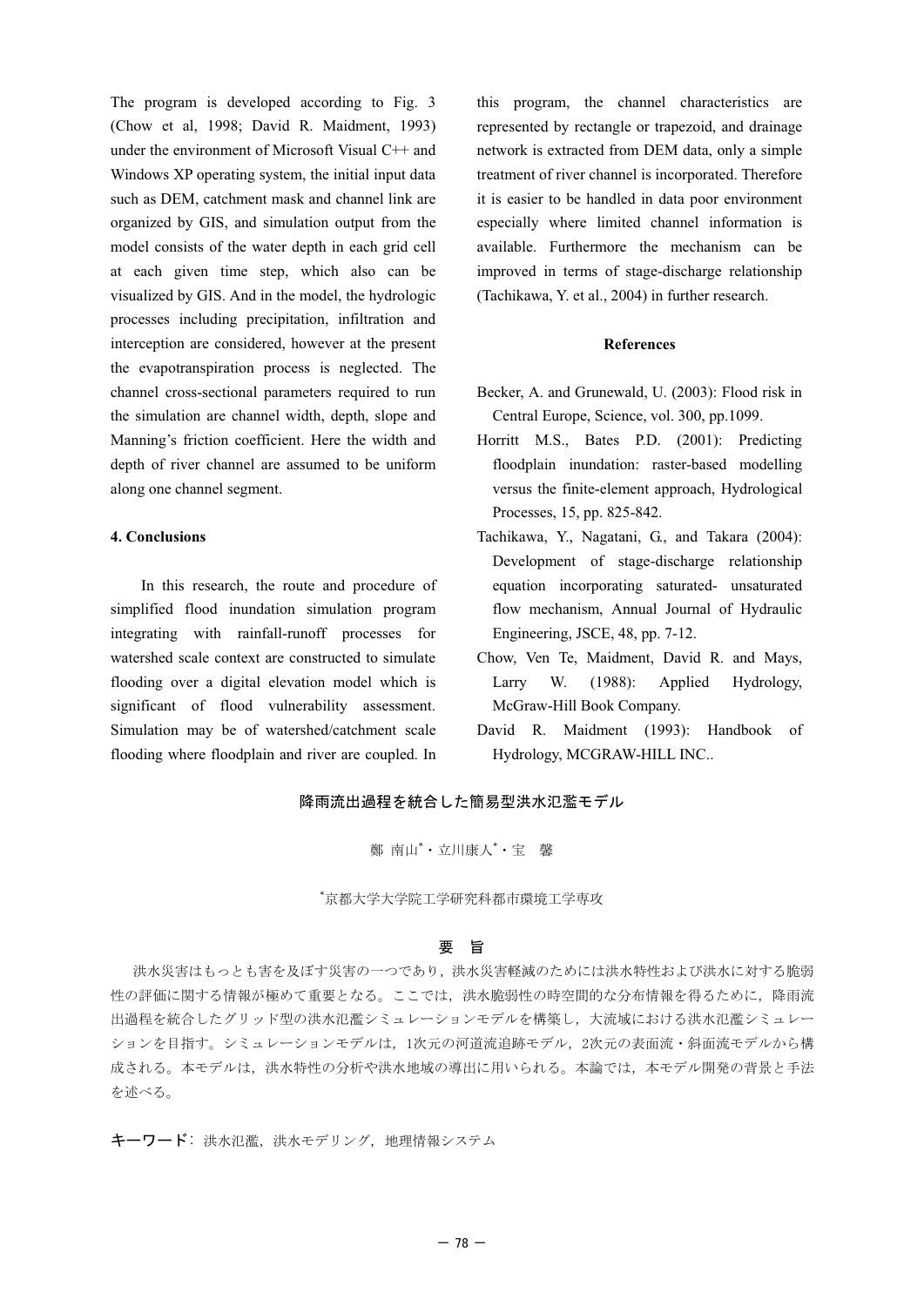The program is developed according to Fig. 3 (Chow et al, 1998; David R. Maidment, 1993) under the environment of Microsoft Visual C++ and Windows XP operating system, the initial input data such as DEM, catchment mask and channel link are organized by GIS, and simulation output from the model consists of the water depth in each grid cell at each given time step, which also can be visualized by GIS. And in the model, the hydrologic processes including precipitation, infiltration and interception are considered, however at the present the evapotranspiration process is neglected. The channel cross-sectional parameters required to run the simulation are channel width, depth, slope and Manning's friction coefficient. Here the width and depth of river channel are assumed to be uniform along one channel segment.

## 4. Conclusions

In this research, the route and procedure of simplified flood inundation simulation program integrating with rainfall-runoff processes for watershed scale context are constructed to simulate flooding over a digital elevation model which is significant of flood vulnerability assessment. Simulation may be of watershed/catchment scale flooding where floodplain and river are coupled. In this program, the channel characteristics are represented by rectangle or trapezoid, and drainage network is extracted from DEM data, only a simple treatment of river channel is incorporated. Therefore it is easier to be handled in data poor environment especially where limited channel information is available. Furthermore the mechanism can be improved in terms of stage-discharge relationship (Tachikawa, Y. et al., 2004) in further research.

## References

Becker, A. and Grunewald, U. (2003): Flood risk in Central Europe, Science, vol. 300, pp.1099.

Horritt M.S., Bates P.D. (2001): Predicting floodplain inundation: raster-based modelling versus the finite-element approach, Hydrological Processes, 15, pp. 825-842.

Tachikawa, Y., Nagatani, G., and Takara (2004): Development of stage-discharge relationship equation incorporating saturated- unsaturated flow mechanism, Annual Journal of Hydraulic Engineering, JSCE, 48, pp. 7-12.

Chow, Ven Te, Maidment, David R. and Mays, Larry W. (1988): Applied Hydrology, McGraw-Hill Book Company.

David R. Maidment (1993): Handbook of Hydrology, MCGRAW-HILL INC..

## 降雨流出過程を統合した簡易型洪水氾濫モデル

鄭 南山*・立川康人*・宝 馨

*京都大学大学院工学研究科都市環境工学専攻

### 要 旨

洪水災害はもっとも害を及ぼす災害の一つであり，洪水災害軽減のためには洪水特性および洪水に対する脆弱性の評価に関する情報が極めて重要となる。ここでは，洪水脆弱性の時空間的な分布情報を得るために，降雨流出過程を統合したグリッド型の洪水氾濫シミュレーションモデルを構築し，大流域における洪水氾濫シミュレーションを目指す。シミュレーションモデルは，1次元の河道流追跡モデル，2次元の表面流・斜面流モデルから構成される。本モデルは，洪水特性の分析や洪水地域の導出に用いられる。本論では，本モデル開発の背景と手法を述べる。

**キーワード**：洪水氾濫，洪水モデリング，地理情報システム